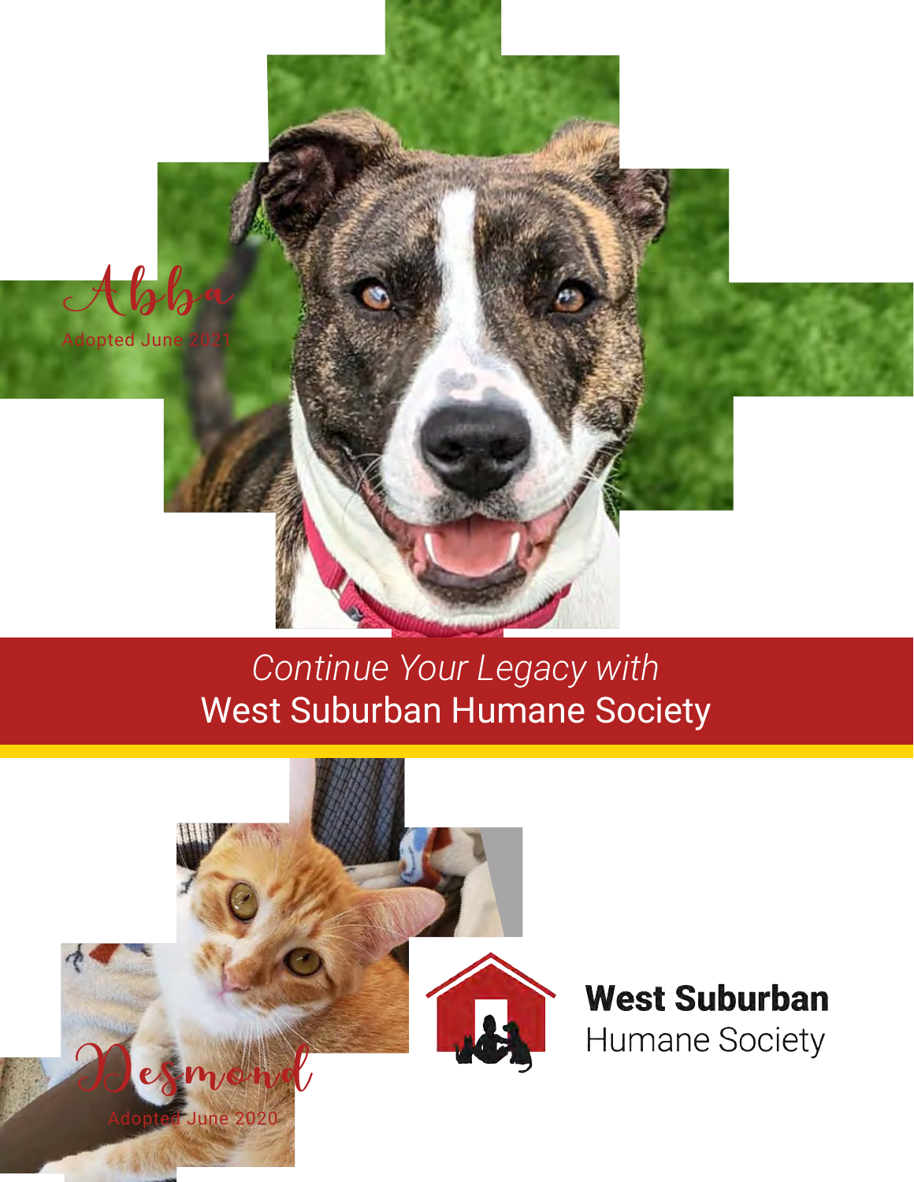Abba

Adopted June 2021

# *Continue Your Legacy with*
# West Suburban Humane Society

Desmond

Adopted June 2020

**West Suburban**
Humane Society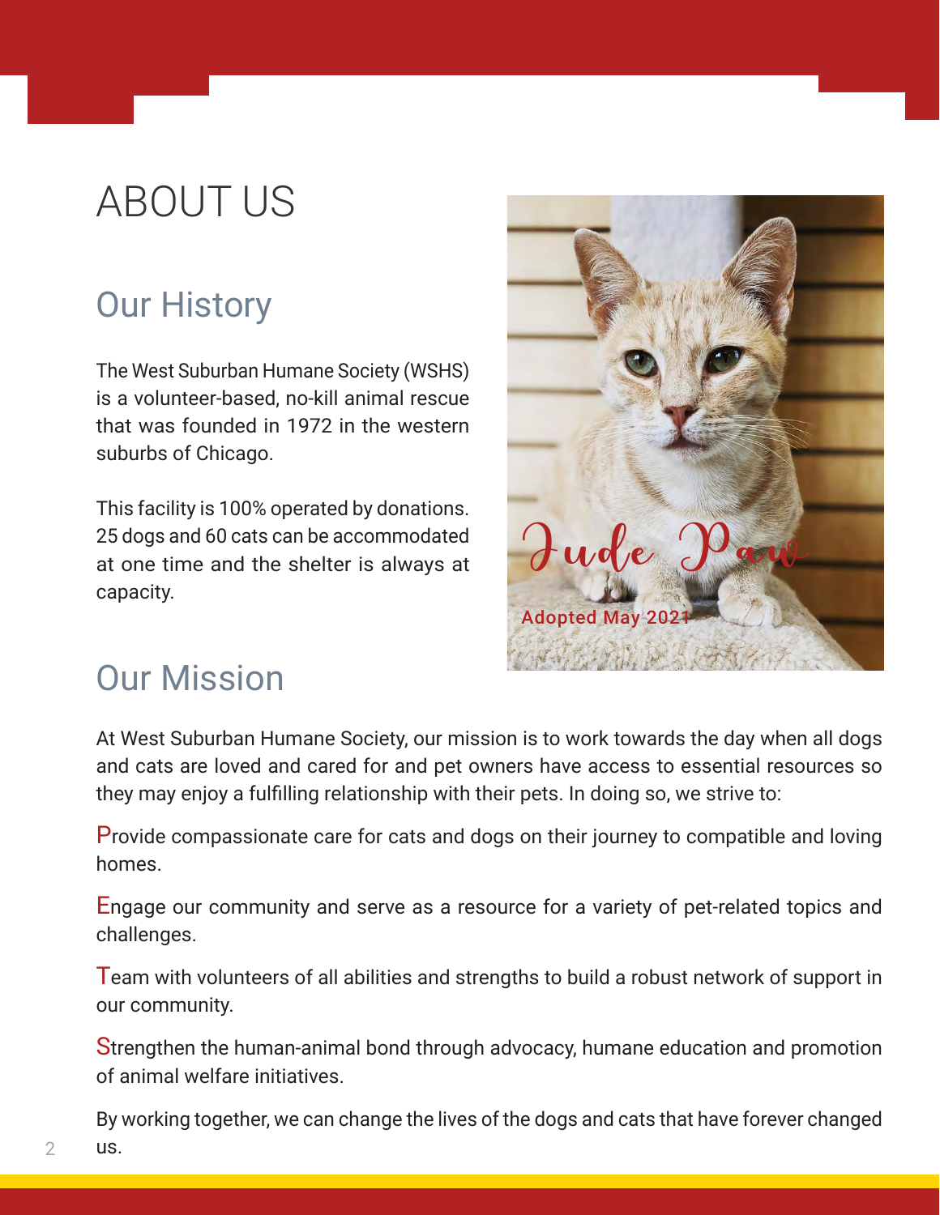# ABOUT US

## Our History

The West Suburban Humane Society (WSHS) is a volunteer-based, no-kill animal rescue that was founded in 1972 in the western suburbs of Chicago.

This facility is 100% operated by donations. 25 dogs and 60 cats can be accommodated at one time and the shelter is always at capacity.

Jude Paw

Adopted May 2021

## Our Mission

At West Suburban Humane Society, our mission is to work towards the day when all dogs and cats are loved and cared for and pet owners have access to essential resources so they may enjoy a fulfilling relationship with their pets. In doing so, we strive to:

Provide compassionate care for cats and dogs on their journey to compatible and loving homes.

Engage our community and serve as a resource for a variety of pet-related topics and challenges.

Team with volunteers of all abilities and strengths to build a robust network of support in our community.

Strengthen the human-animal bond through advocacy, humane education and promotion of animal welfare initiatives.

By working together, we can change the lives of the dogs and cats that have forever changed us.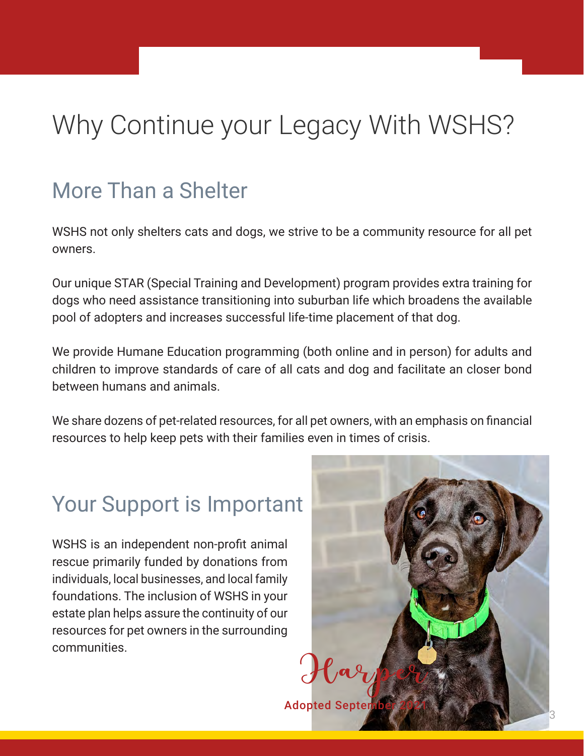# Why Continue your Legacy With WSHS?

## More Than a Shelter

WSHS not only shelters cats and dogs, we strive to be a community resource for all pet owners.

Our unique STAR (Special Training and Development) program provides extra training for dogs who need assistance transitioning into suburban life which broadens the available pool of adopters and increases successful life-time placement of that dog.

We provide Humane Education programming (both online and in person) for adults and children to improve standards of care of all cats and dog and facilitate an closer bond between humans and animals.

We share dozens of pet-related resources, for all pet owners, with an emphasis on financial resources to help keep pets with their families even in times of crisis.

## Your Support is Important

WSHS is an independent non-profit animal rescue primarily funded by donations from individuals, local businesses, and local family foundations. The inclusion of WSHS in your estate plan helps assure the continuity of our resources for pet owners in the surrounding communities.

Harper

Adopted September 2021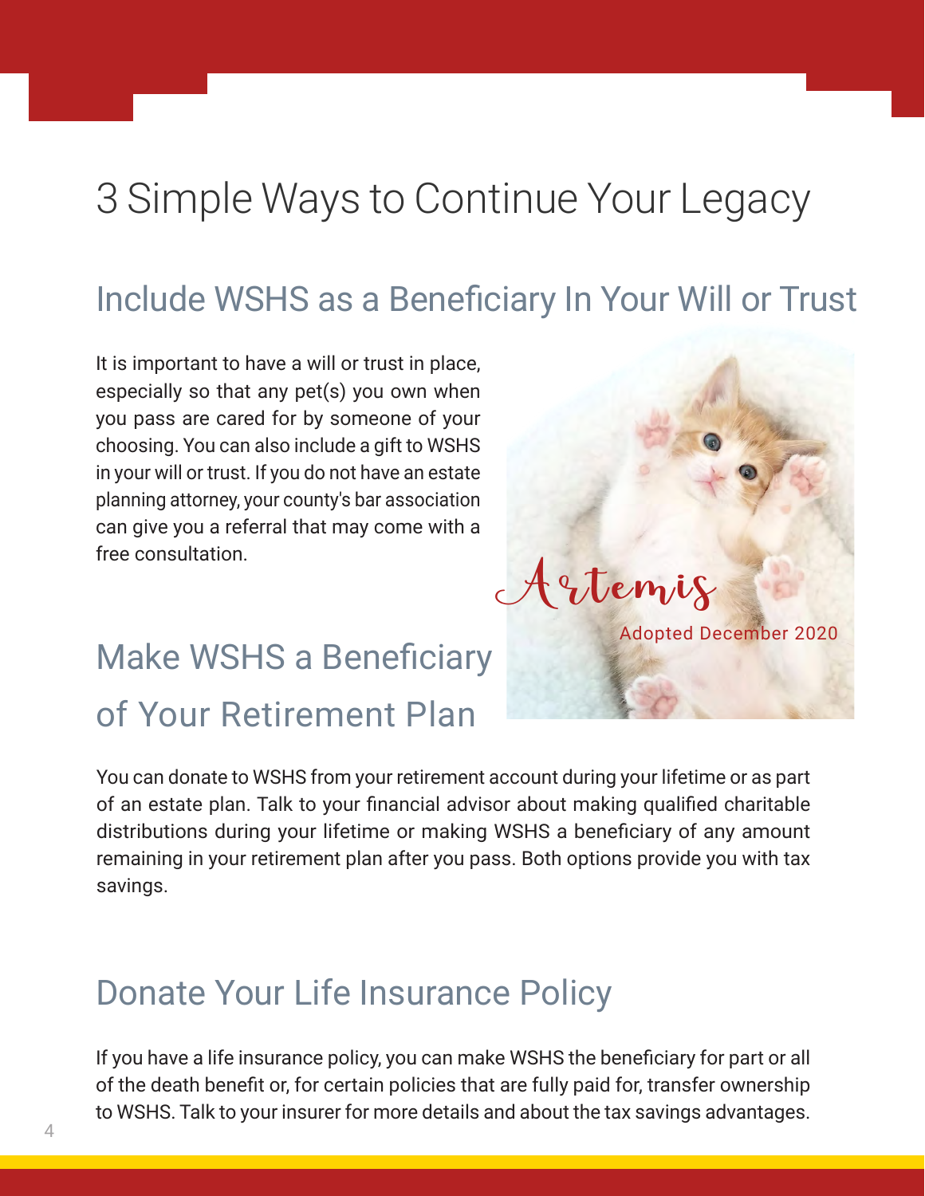# 3 Simple Ways to Continue Your Legacy

## Include WSHS as a Beneficiary In Your Will or Trust

It is important to have a will or trust in place, especially so that any pet(s) you own when you pass are cared for by someone of your choosing. You can also include a gift to WSHS in your will or trust. If you do not have an estate planning attorney, your county's bar association can give you a referral that may come with a free consultation.

Artemis

Adopted December 2020

## Make WSHS a Beneficiary of Your Retirement Plan

You can donate to WSHS from your retirement account during your lifetime or as part of an estate plan. Talk to your financial advisor about making qualified charitable distributions during your lifetime or making WSHS a beneficiary of any amount remaining in your retirement plan after you pass. Both options provide you with tax savings.

## Donate Your Life Insurance Policy

If you have a life insurance policy, you can make WSHS the beneficiary for part or all of the death benefit or, for certain policies that are fully paid for, transfer ownership to WSHS. Talk to your insurer for more details and about the tax savings advantages.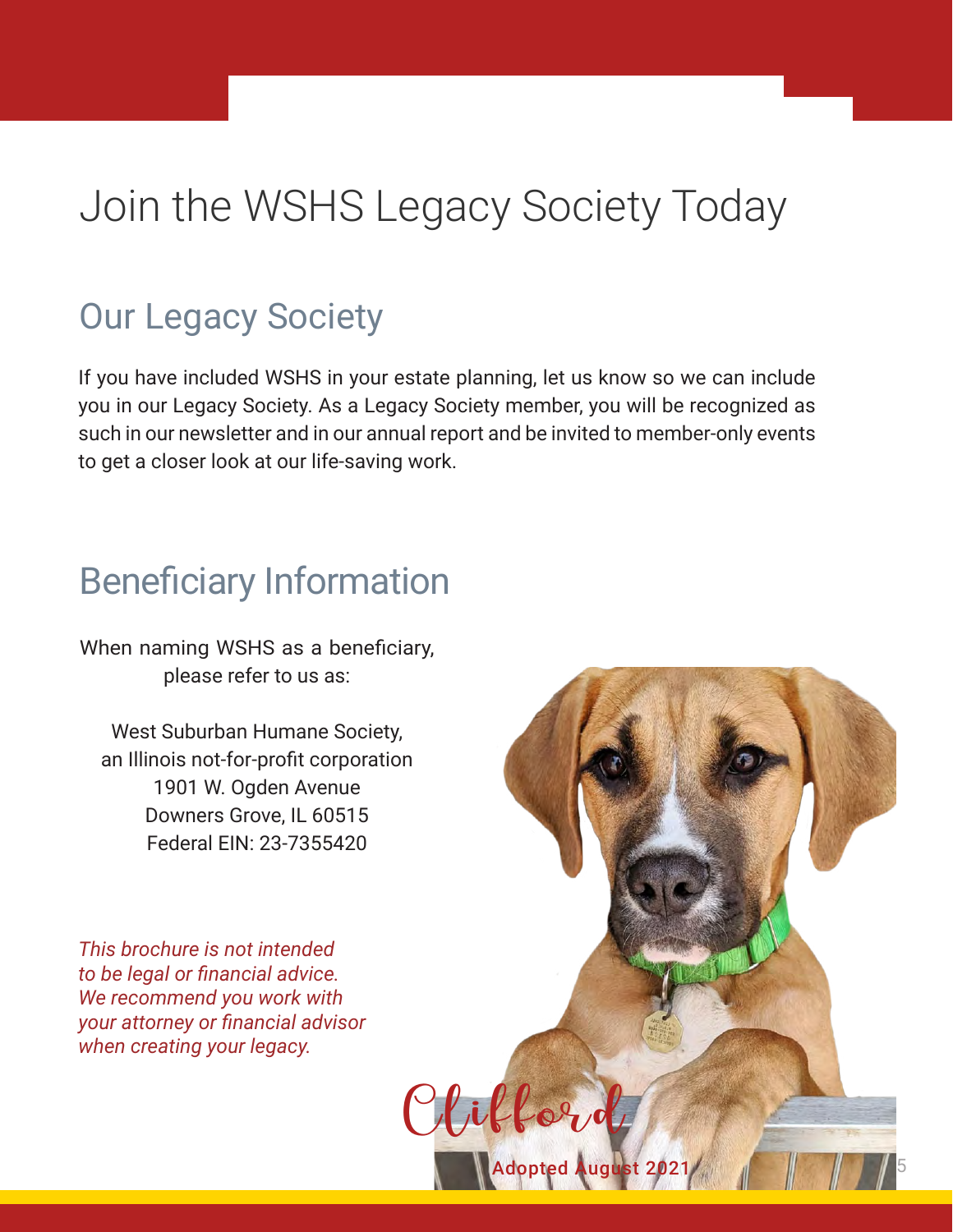# Join the WSHS Legacy Society Today

## Our Legacy Society

If you have included WSHS in your estate planning, let us know so we can include you in our Legacy Society. As a Legacy Society member, you will be recognized as such in our newsletter and in our annual report and be invited to member-only events to get a closer look at our life-saving work.

## Beneficiary Information

When naming WSHS as a beneficiary, please refer to us as:

West Suburban Humane Society,
an Illinois not-for-profit corporation
1901 W. Ogden Avenue
Downers Grove, IL 60515
Federal EIN: 23-7355420

*This brochure is not intended to be legal or financial advice. We recommend you work with your attorney or financial advisor when creating your legacy.*

Clifford

Adopted August 2021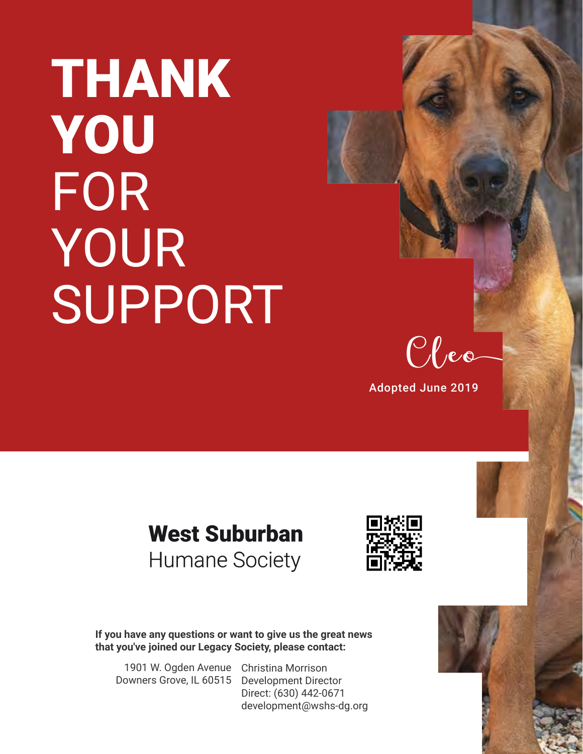# THANK YOU FOR YOUR SUPPORT

Cleo

Adopted June 2019

**West Suburban**
Humane Society

**If you have any questions or want to give us the great news that you've joined our Legacy Society, please contact:**

1901 W. Ogden Avenue
Downers Grove, IL 60515

Christina Morrison
Development Director
Direct: (630) 442-0671
development@wshs-dg.org